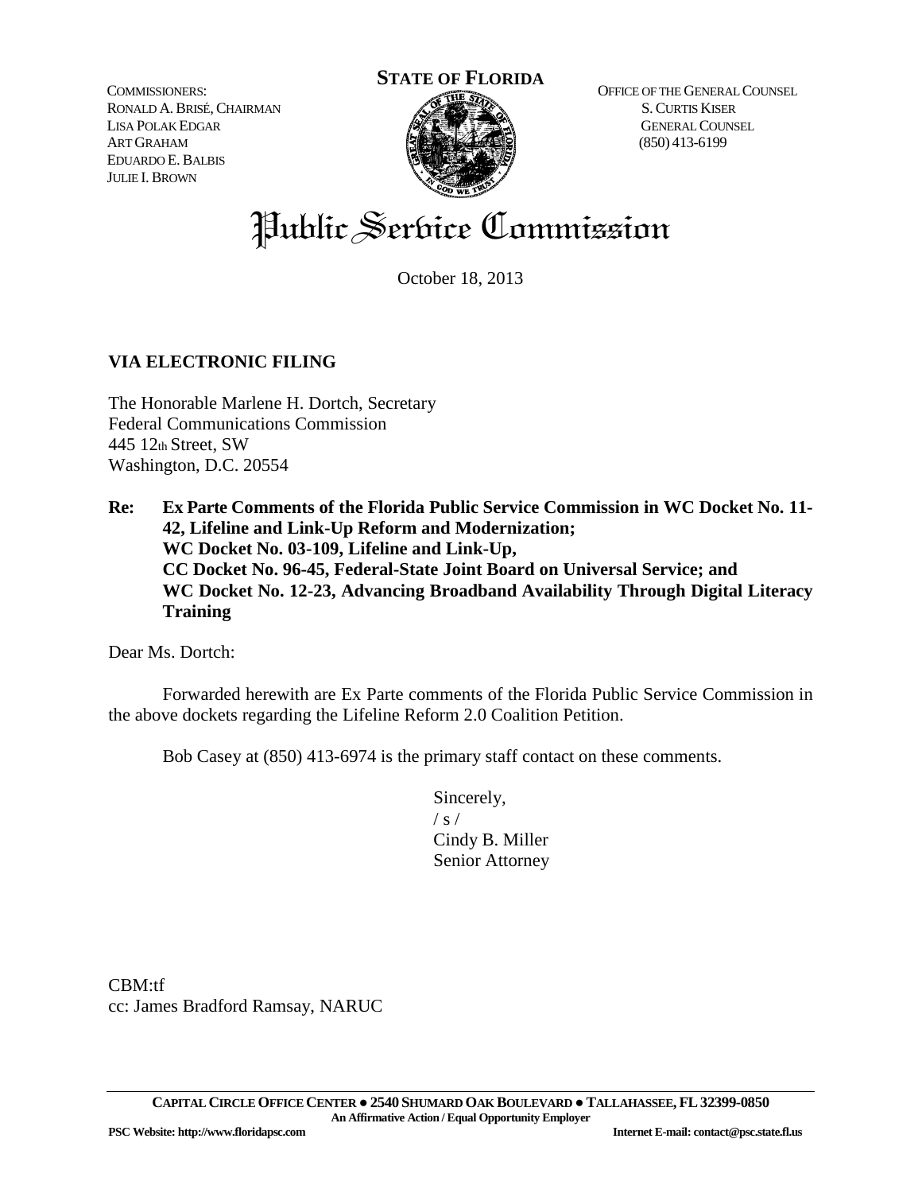**STATE OF FLORIDA**

COMMISSIONERS:
RONALD A. BRISÉ, CHAIRMAN
LISA POLAK EDGAR
ART GRAHAM
EDUARDO E. BALBIS
JULIE I. BROWN

OFFICE OF THE GENERAL COUNSEL
S. CURTIS KISER
GENERAL COUNSEL
(850) 413-6199

# Public Service Commission

October 18, 2013

**VIA ELECTRONIC FILING**

The Honorable Marlene H. Dortch, Secretary
Federal Communications Commission
445 12th Street, SW
Washington, D.C. 20554

**Re: Ex Parte Comments of the Florida Public Service Commission in WC Docket No. 11-42, Lifeline and Link-Up Reform and Modernization;**
**WC Docket No. 03-109, Lifeline and Link-Up,**
**CC Docket No. 96-45, Federal-State Joint Board on Universal Service; and**
**WC Docket No. 12-23, Advancing Broadband Availability Through Digital Literacy Training**

Dear Ms. Dortch:

Forwarded herewith are Ex Parte comments of the Florida Public Service Commission in the above dockets regarding the Lifeline Reform 2.0 Coalition Petition.

Bob Casey at (850) 413-6974 is the primary staff contact on these comments.

Sincerely,
/ s /
Cindy B. Miller
Senior Attorney

CBM:tf
cc: James Bradford Ramsay, NARUC

**CAPITAL CIRCLE OFFICE CENTER ● 2540 SHUMARD OAK BOULEVARD ● TALLAHASSEE, FL 32399-0850**
**An Affirmative Action / Equal Opportunity Employer**
**PSC Website: http://www.floridapsc.com** **Internet E-mail: contact@psc.state.fl.us**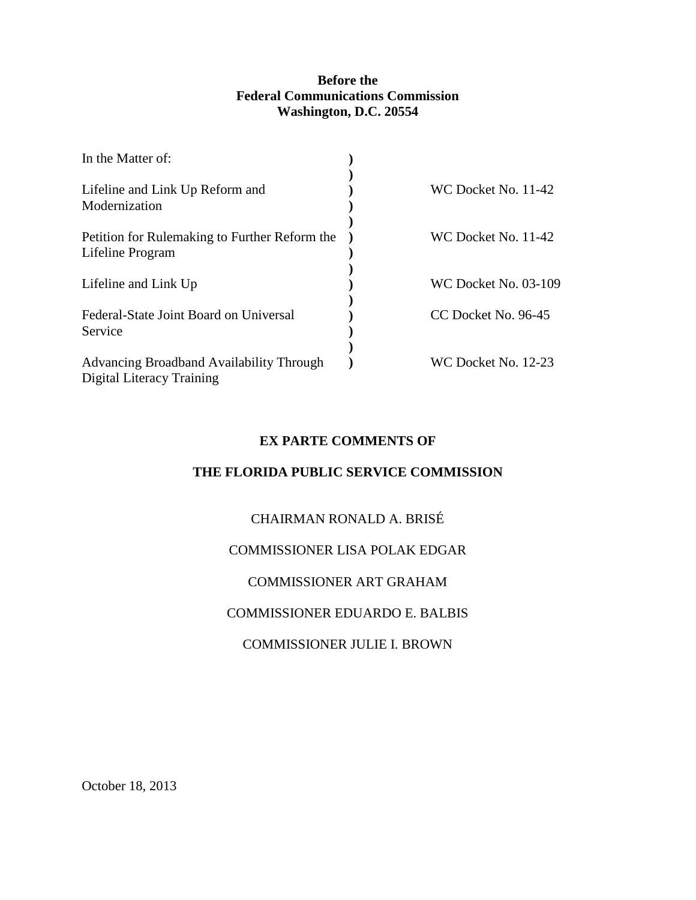**Before the**
**Federal Communications Commission**
**Washington, D.C. 20554**

| In the Matter of: | ) | |
|---|---|---|
| | ) | |
| Lifeline and Link Up Reform and Modernization | ) | WC Docket No. 11-42 |
| | ) | |
| Petition for Rulemaking to Further Reform the Lifeline Program | ) | WC Docket No. 11-42 |
| | ) | |
| Lifeline and Link Up | ) | WC Docket No. 03-109 |
| | ) | |
| Federal-State Joint Board on Universal Service | ) | CC Docket No. 96-45 |
| | ) | |
| Advancing Broadband Availability Through Digital Literacy Training | ) | WC Docket No. 12-23 |

**EX PARTE COMMENTS OF**

**THE FLORIDA PUBLIC SERVICE COMMISSION**

CHAIRMAN RONALD A. BRISÉ

COMMISSIONER LISA POLAK EDGAR

COMMISSIONER ART GRAHAM

COMMISSIONER EDUARDO E. BALBIS

COMMISSIONER JULIE I. BROWN

October 18, 2013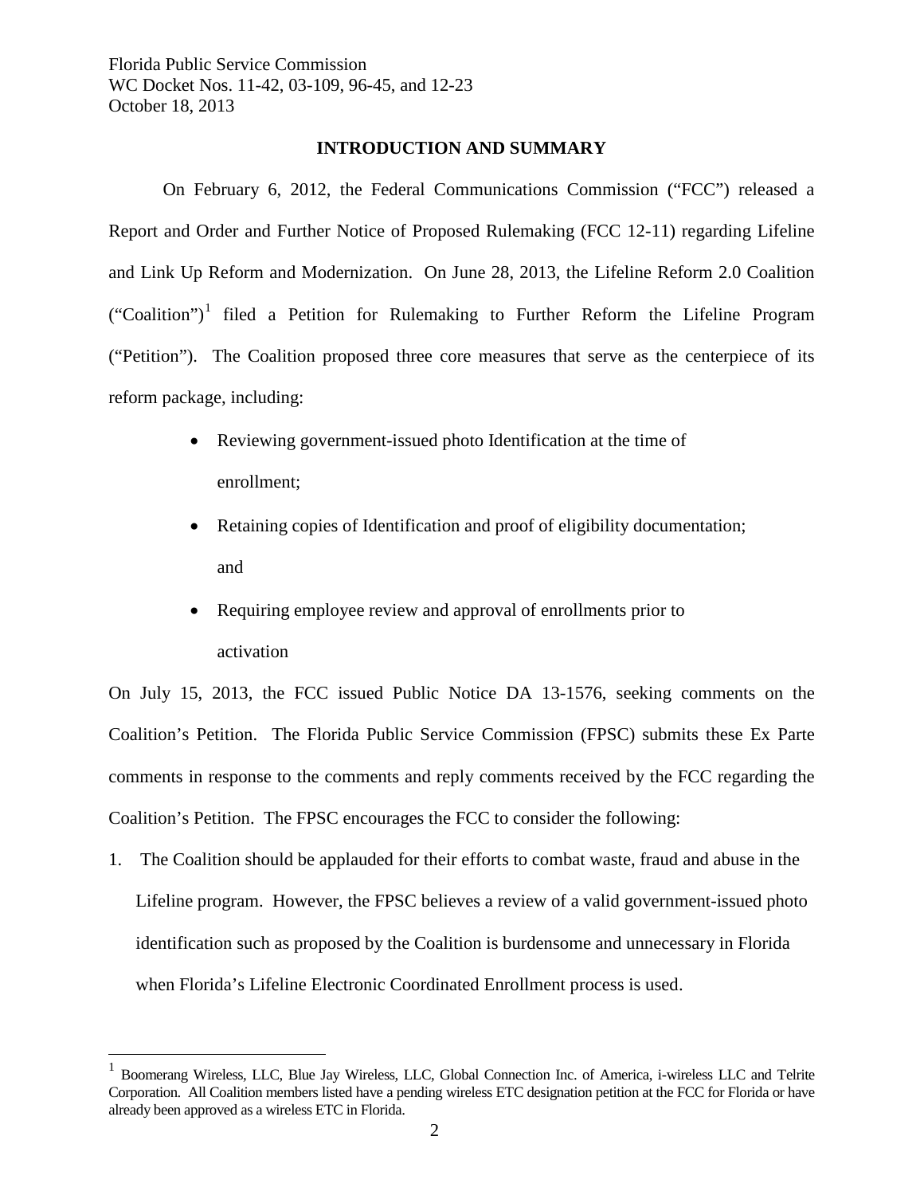## INTRODUCTION AND SUMMARY

On February 6, 2012, the Federal Communications Commission ("FCC") released a Report and Order and Further Notice of Proposed Rulemaking (FCC 12-11) regarding Lifeline and Link Up Reform and Modernization. On June 28, 2013, the Lifeline Reform 2.0 Coalition ("Coalition")[1] filed a Petition for Rulemaking to Further Reform the Lifeline Program ("Petition"). The Coalition proposed three core measures that serve as the centerpiece of its reform package, including:

- Reviewing government-issued photo Identification at the time of enrollment;
- Retaining copies of Identification and proof of eligibility documentation; and
- Requiring employee review and approval of enrollments prior to activation

On July 15, 2013, the FCC issued Public Notice DA 13-1576, seeking comments on the Coalition's Petition. The Florida Public Service Commission (FPSC) submits these Ex Parte comments in response to the comments and reply comments received by the FCC regarding the Coalition's Petition. The FPSC encourages the FCC to consider the following:

1. The Coalition should be applauded for their efforts to combat waste, fraud and abuse in the Lifeline program. However, the FPSC believes a review of a valid government-issued photo identification such as proposed by the Coalition is burdensome and unnecessary in Florida when Florida's Lifeline Electronic Coordinated Enrollment process is used.

[1] Boomerang Wireless, LLC, Blue Jay Wireless, LLC, Global Connection Inc. of America, i-wireless LLC and Telrite Corporation. All Coalition members listed have a pending wireless ETC designation petition at the FCC for Florida or have already been approved as a wireless ETC in Florida.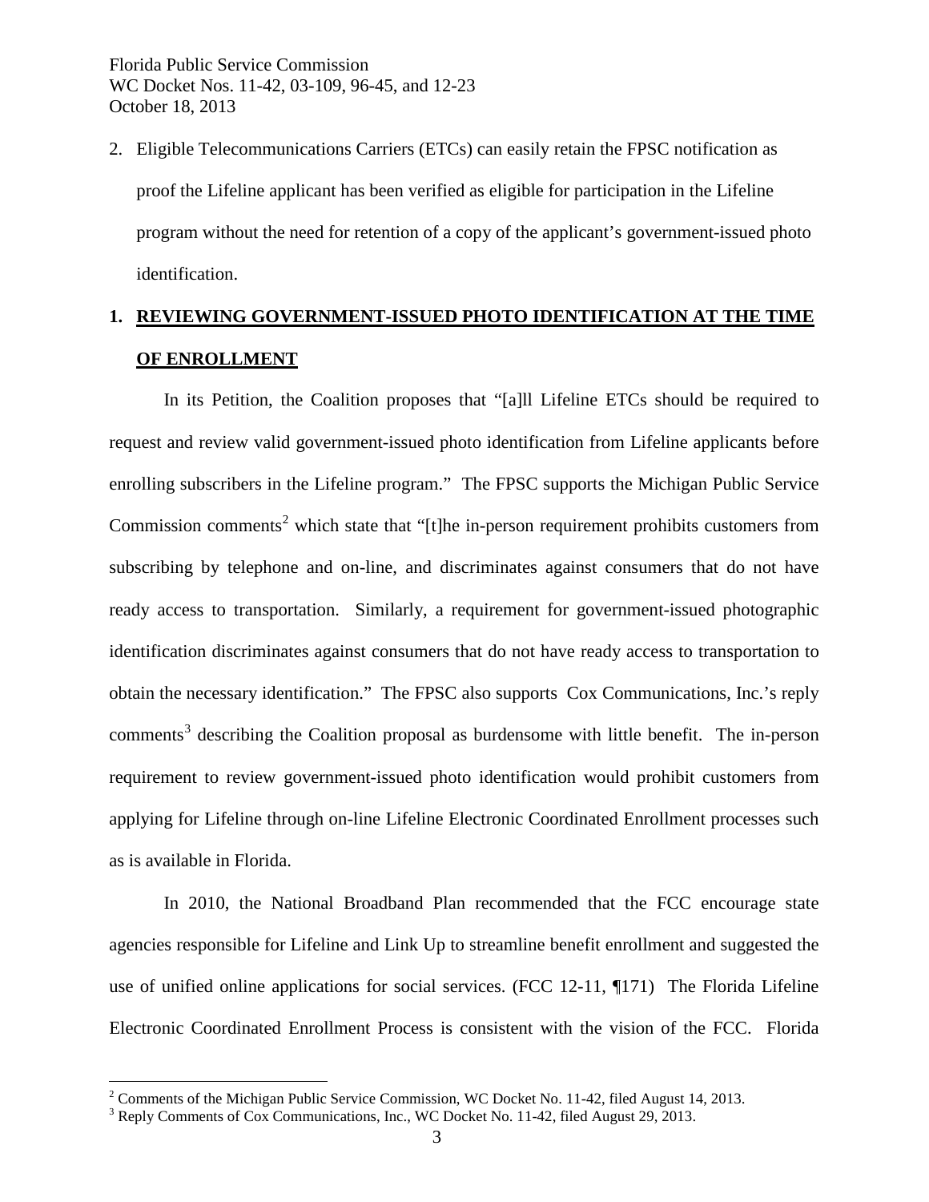2. Eligible Telecommunications Carriers (ETCs) can easily retain the FPSC notification as proof the Lifeline applicant has been verified as eligible for participation in the Lifeline program without the need for retention of a copy of the applicant's government-issued photo identification.

## 1. REVIEWING GOVERNMENT-ISSUED PHOTO IDENTIFICATION AT THE TIME OF ENROLLMENT

In its Petition, the Coalition proposes that "[a]ll Lifeline ETCs should be required to request and review valid government-issued photo identification from Lifeline applicants before enrolling subscribers in the Lifeline program." The FPSC supports the Michigan Public Service Commission comments[2] which state that "[t]he in-person requirement prohibits customers from subscribing by telephone and on-line, and discriminates against consumers that do not have ready access to transportation. Similarly, a requirement for government-issued photographic identification discriminates against consumers that do not have ready access to transportation to obtain the necessary identification." The FPSC also supports Cox Communications, Inc.'s reply comments[3] describing the Coalition proposal as burdensome with little benefit. The in-person requirement to review government-issued photo identification would prohibit customers from applying for Lifeline through on-line Lifeline Electronic Coordinated Enrollment processes such as is available in Florida.

In 2010, the National Broadband Plan recommended that the FCC encourage state agencies responsible for Lifeline and Link Up to streamline benefit enrollment and suggested the use of unified online applications for social services. (FCC 12-11, ¶171) The Florida Lifeline Electronic Coordinated Enrollment Process is consistent with the vision of the FCC. Florida

[2] Comments of the Michigan Public Service Commission, WC Docket No. 11-42, filed August 14, 2013.

[3] Reply Comments of Cox Communications, Inc., WC Docket No. 11-42, filed August 29, 2013.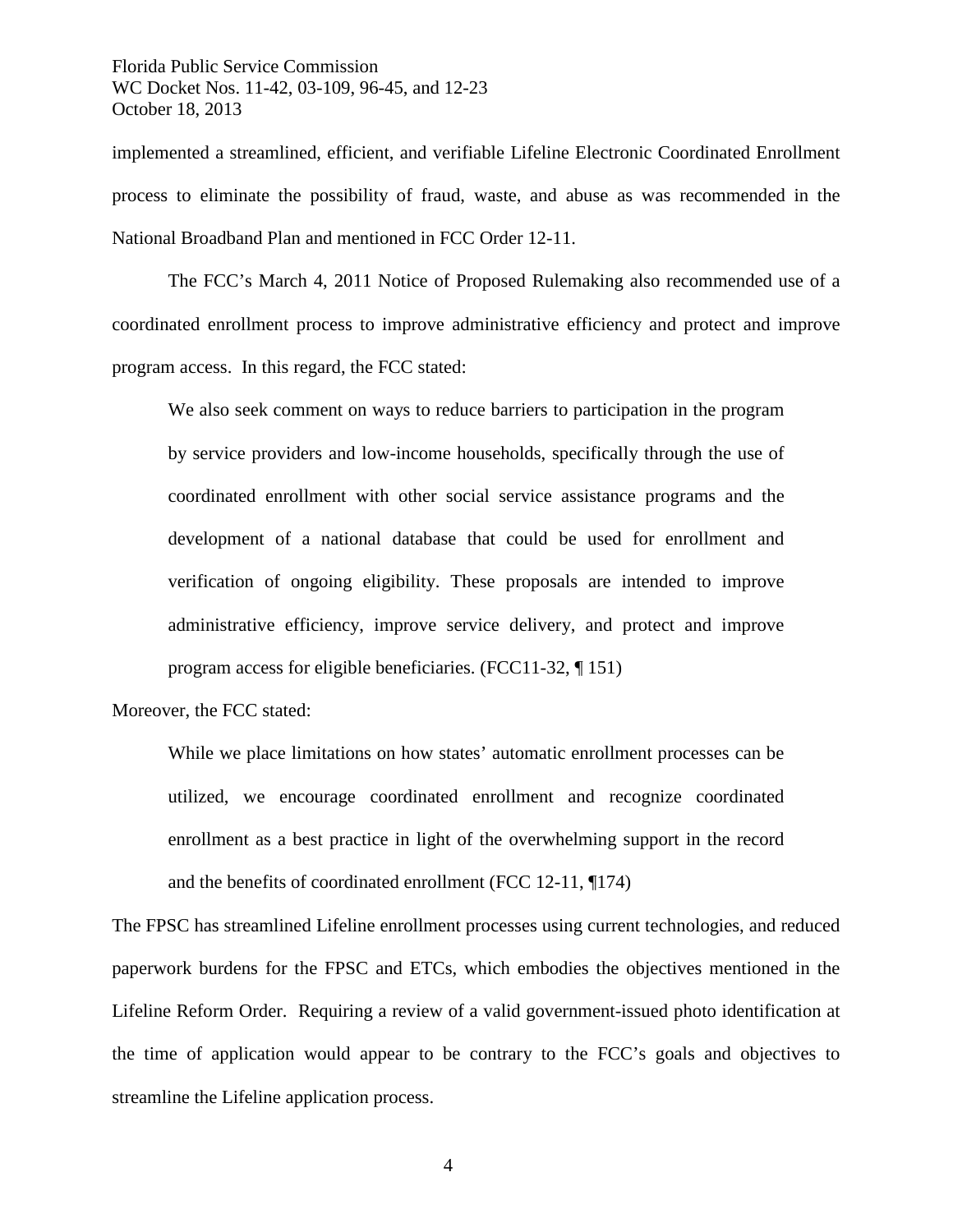implemented a streamlined, efficient, and verifiable Lifeline Electronic Coordinated Enrollment process to eliminate the possibility of fraud, waste, and abuse as was recommended in the National Broadband Plan and mentioned in FCC Order 12-11.

The FCC's March 4, 2011 Notice of Proposed Rulemaking also recommended use of a coordinated enrollment process to improve administrative efficiency and protect and improve program access. In this regard, the FCC stated:

> We also seek comment on ways to reduce barriers to participation in the program by service providers and low-income households, specifically through the use of coordinated enrollment with other social service assistance programs and the development of a national database that could be used for enrollment and verification of ongoing eligibility. These proposals are intended to improve administrative efficiency, improve service delivery, and protect and improve program access for eligible beneficiaries. (FCC11-32, ¶ 151)

Moreover, the FCC stated:

> While we place limitations on how states' automatic enrollment processes can be utilized, we encourage coordinated enrollment and recognize coordinated enrollment as a best practice in light of the overwhelming support in the record and the benefits of coordinated enrollment (FCC 12-11, ¶174)

The FPSC has streamlined Lifeline enrollment processes using current technologies, and reduced paperwork burdens for the FPSC and ETCs, which embodies the objectives mentioned in the Lifeline Reform Order. Requiring a review of a valid government-issued photo identification at the time of application would appear to be contrary to the FCC's goals and objectives to streamline the Lifeline application process.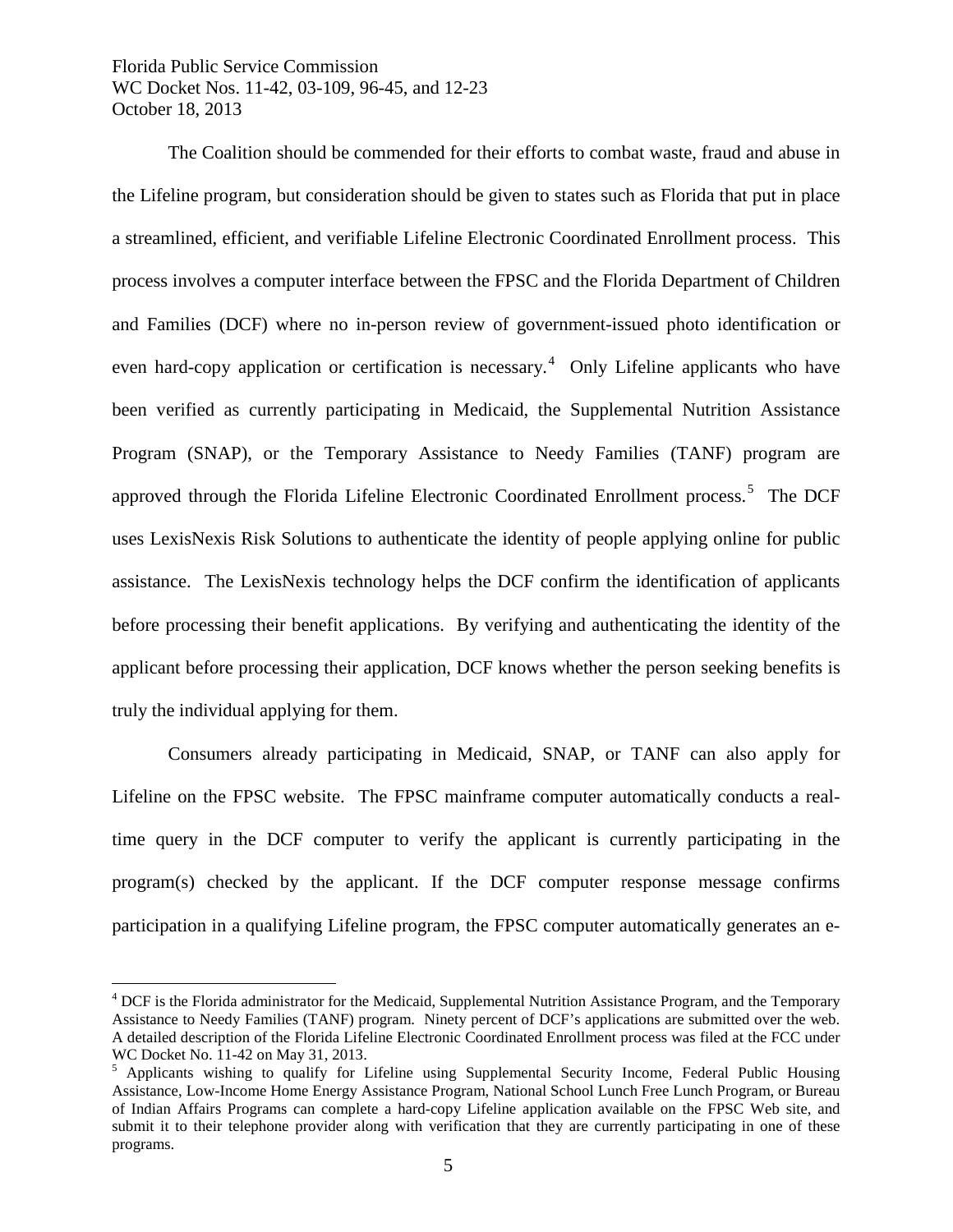The Coalition should be commended for their efforts to combat waste, fraud and abuse in the Lifeline program, but consideration should be given to states such as Florida that put in place a streamlined, efficient, and verifiable Lifeline Electronic Coordinated Enrollment process. This process involves a computer interface between the FPSC and the Florida Department of Children and Families (DCF) where no in-person review of government-issued photo identification or even hard-copy application or certification is necessary.[4] Only Lifeline applicants who have been verified as currently participating in Medicaid, the Supplemental Nutrition Assistance Program (SNAP), or the Temporary Assistance to Needy Families (TANF) program are approved through the Florida Lifeline Electronic Coordinated Enrollment process.[5] The DCF uses LexisNexis Risk Solutions to authenticate the identity of people applying online for public assistance. The LexisNexis technology helps the DCF confirm the identification of applicants before processing their benefit applications. By verifying and authenticating the identity of the applicant before processing their application, DCF knows whether the person seeking benefits is truly the individual applying for them.

Consumers already participating in Medicaid, SNAP, or TANF can also apply for Lifeline on the FPSC website. The FPSC mainframe computer automatically conducts a real-time query in the DCF computer to verify the applicant is currently participating in the program(s) checked by the applicant. If the DCF computer response message confirms participation in a qualifying Lifeline program, the FPSC computer automatically generates an e-

---

[4] DCF is the Florida administrator for the Medicaid, Supplemental Nutrition Assistance Program, and the Temporary Assistance to Needy Families (TANF) program. Ninety percent of DCF's applications are submitted over the web. A detailed description of the Florida Lifeline Electronic Coordinated Enrollment process was filed at the FCC under WC Docket No. 11-42 on May 31, 2013.

[5] Applicants wishing to qualify for Lifeline using Supplemental Security Income, Federal Public Housing Assistance, Low-Income Home Energy Assistance Program, National School Lunch Free Lunch Program, or Bureau of Indian Affairs Programs can complete a hard-copy Lifeline application available on the FPSC Web site, and submit it to their telephone provider along with verification that they are currently participating in one of these programs.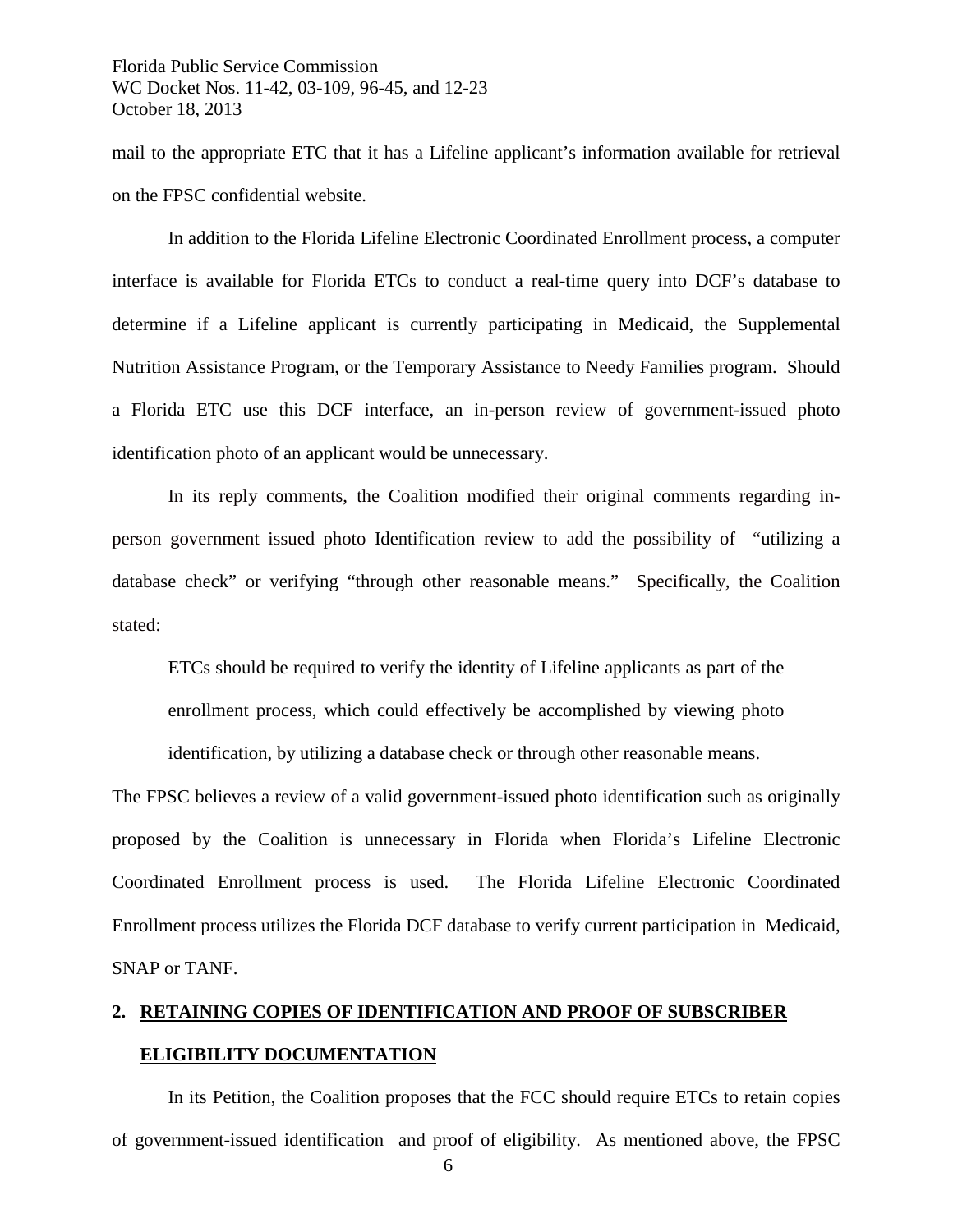mail to the appropriate ETC that it has a Lifeline applicant's information available for retrieval on the FPSC confidential website.

In addition to the Florida Lifeline Electronic Coordinated Enrollment process, a computer interface is available for Florida ETCs to conduct a real-time query into DCF's database to determine if a Lifeline applicant is currently participating in Medicaid, the Supplemental Nutrition Assistance Program, or the Temporary Assistance to Needy Families program. Should a Florida ETC use this DCF interface, an in-person review of government-issued photo identification photo of an applicant would be unnecessary.

In its reply comments, the Coalition modified their original comments regarding in-person government issued photo Identification review to add the possibility of "utilizing a database check" or verifying "through other reasonable means." Specifically, the Coalition stated:

> ETCs should be required to verify the identity of Lifeline applicants as part of the enrollment process, which could effectively be accomplished by viewing photo identification, by utilizing a database check or through other reasonable means.

The FPSC believes a review of a valid government-issued photo identification such as originally proposed by the Coalition is unnecessary in Florida when Florida's Lifeline Electronic Coordinated Enrollment process is used. The Florida Lifeline Electronic Coordinated Enrollment process utilizes the Florida DCF database to verify current participation in Medicaid, SNAP or TANF.

## 2. <u>RETAINING COPIES OF IDENTIFICATION AND PROOF OF SUBSCRIBER ELIGIBILITY DOCUMENTATION</u>

In its Petition, the Coalition proposes that the FCC should require ETCs to retain copies of government-issued identification and proof of eligibility. As mentioned above, the FPSC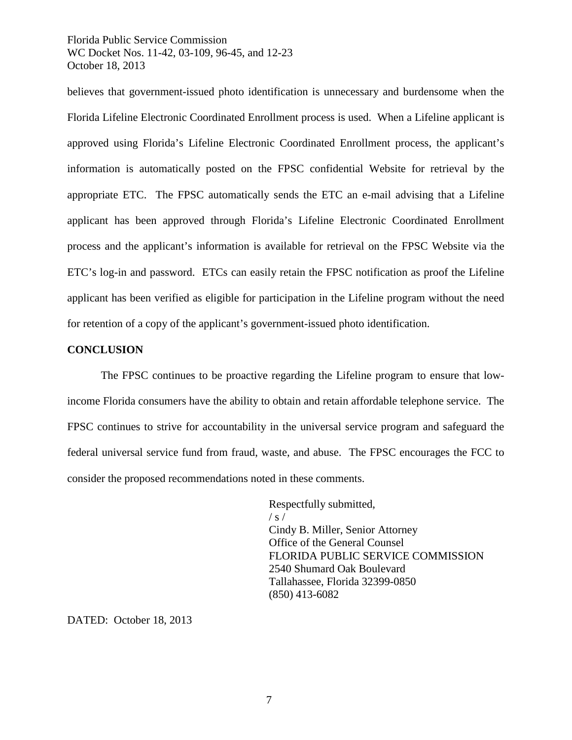believes that government-issued photo identification is unnecessary and burdensome when the Florida Lifeline Electronic Coordinated Enrollment process is used. When a Lifeline applicant is approved using Florida's Lifeline Electronic Coordinated Enrollment process, the applicant's information is automatically posted on the FPSC confidential Website for retrieval by the appropriate ETC. The FPSC automatically sends the ETC an e-mail advising that a Lifeline applicant has been approved through Florida's Lifeline Electronic Coordinated Enrollment process and the applicant's information is available for retrieval on the FPSC Website via the ETC's log-in and password. ETCs can easily retain the FPSC notification as proof the Lifeline applicant has been verified as eligible for participation in the Lifeline program without the need for retention of a copy of the applicant's government-issued photo identification.

**CONCLUSION**

The FPSC continues to be proactive regarding the Lifeline program to ensure that low-income Florida consumers have the ability to obtain and retain affordable telephone service. The FPSC continues to strive for accountability in the universal service program and safeguard the federal universal service fund from fraud, waste, and abuse. The FPSC encourages the FCC to consider the proposed recommendations noted in these comments.

Respectfully submitted,  
/ s /  
Cindy B. Miller, Senior Attorney  
Office of the General Counsel  
FLORIDA PUBLIC SERVICE COMMISSION  
2540 Shumard Oak Boulevard  
Tallahassee, Florida 32399-0850  
(850) 413-6082

DATED: October 18, 2013